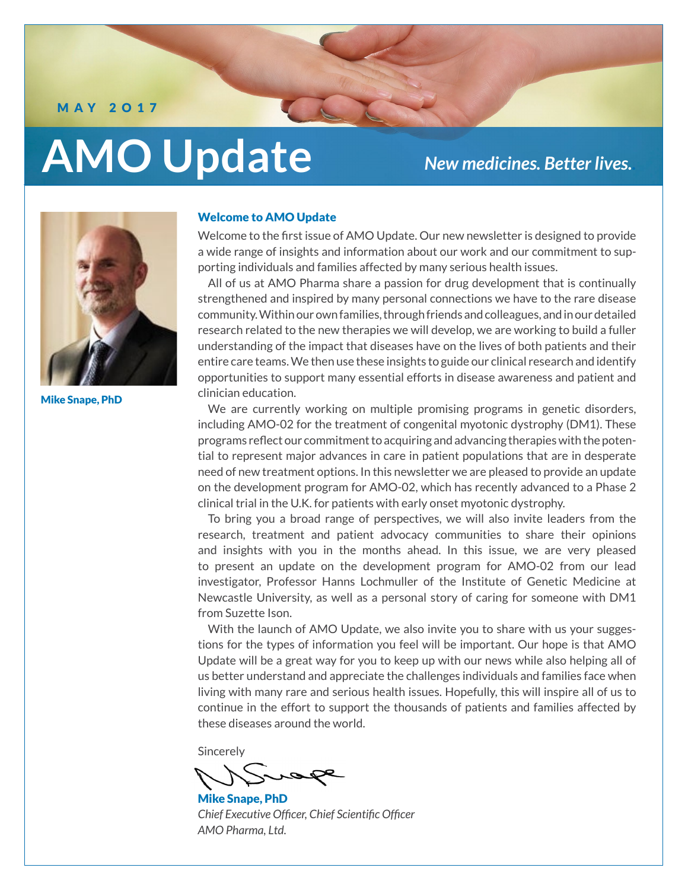MAY 2017

# AMO Update

*New medicines. Better lives.*

Mike Snape, PhD

## Welcome to AMO Update

Welcome to the first issue of AMO Update. Our new newsletter is designed to provide a wide range of insights and information about our work and our commitment to supporting individuals and families affected by many serious health issues.

All of us at AMO Pharma share a passion for drug development that is continually strengthened and inspired by many personal connections we have to the rare disease community. Within our own families, through friends and colleagues, and in our detailed research related to the new therapies we will develop, we are working to build a fuller understanding of the impact that diseases have on the lives of both patients and their entire care teams. We then use these insights to guide our clinical research and identify opportunities to support many essential efforts in disease awareness and patient and clinician education.

We are currently working on multiple promising programs in genetic disorders, including AMO-02 for the treatment of congenital myotonic dystrophy (DM1). These programs reflect our commitment to acquiring and advancing therapies with the potential to represent major advances in care in patient populations that are in desperate need of new treatment options. In this newsletter we are pleased to provide an update on the development program for AMO-02, which has recently advanced to a Phase 2 clinical trial in the U.K. for patients with early onset myotonic dystrophy.

To bring you a broad range of perspectives, we will also invite leaders from the research, treatment and patient advocacy communities to share their opinions and insights with you in the months ahead. In this issue, we are very pleased to present an update on the development program for AMO-02 from our lead investigator, Professor Hanns Lochmuller of the Institute of Genetic Medicine at Newcastle University, as well as a personal story of caring for someone with DM1 from Suzette Ison.

With the launch of AMO Update, we also invite you to share with us your suggestions for the types of information you feel will be important. Our hope is that AMO Update will be a great way for you to keep up with our news while also helping all of us better understand and appreciate the challenges individuals and families face when living with many rare and serious health issues. Hopefully, this will inspire all of us to continue in the effort to support the thousands of patients and families affected by these diseases around the world.

Sincerely

**Mike Snape, PhD**
*Chief Executive Officer, Chief Scientific Officer*
*AMO Pharma, Ltd.*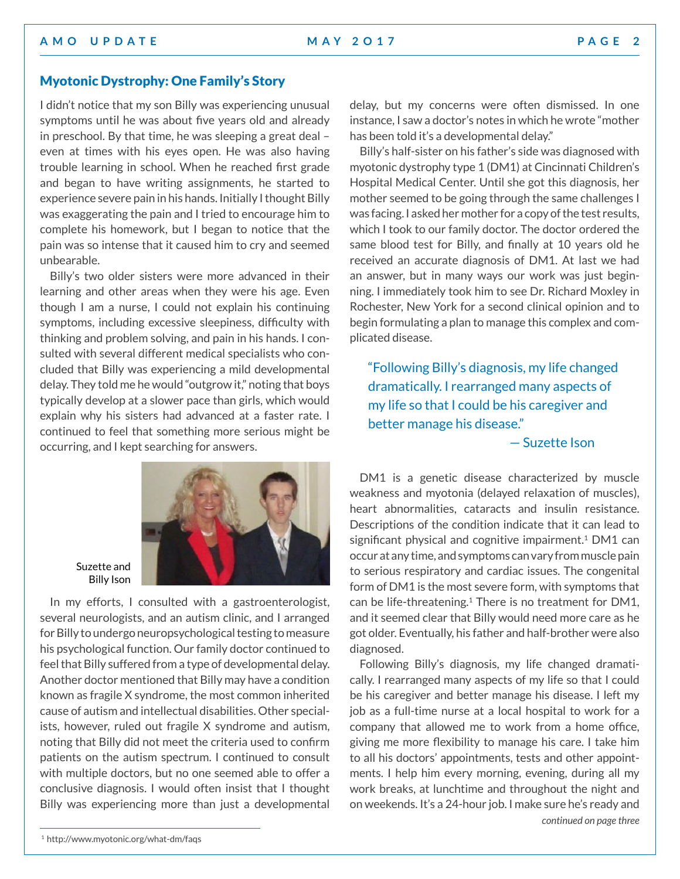## Myotonic Dystrophy: One Family's Story

I didn't notice that my son Billy was experiencing unusual symptoms until he was about five years old and already in preschool. By that time, he was sleeping a great deal – even at times with his eyes open. He was also having trouble learning in school. When he reached first grade and began to have writing assignments, he started to experience severe pain in his hands. Initially I thought Billy was exaggerating the pain and I tried to encourage him to complete his homework, but I began to notice that the pain was so intense that it caused him to cry and seemed unbearable.

Billy's two older sisters were more advanced in their learning and other areas when they were his age. Even though I am a nurse, I could not explain his continuing symptoms, including excessive sleepiness, difficulty with thinking and problem solving, and pain in his hands. I consulted with several different medical specialists who concluded that Billy was experiencing a mild developmental delay. They told me he would "outgrow it," noting that boys typically develop at a slower pace than girls, which would explain why his sisters had advanced at a faster rate. I continued to feel that something more serious might be occurring, and I kept searching for answers.

Suzette and Billy Ison

In my efforts, I consulted with a gastroenterologist, several neurologists, and an autism clinic, and I arranged for Billy to undergo neuropsychological testing to measure his psychological function. Our family doctor continued to feel that Billy suffered from a type of developmental delay. Another doctor mentioned that Billy may have a condition known as fragile X syndrome, the most common inherited cause of autism and intellectual disabilities. Other specialists, however, ruled out fragile X syndrome and autism, noting that Billy did not meet the criteria used to confirm patients on the autism spectrum. I continued to consult with multiple doctors, but no one seemed able to offer a conclusive diagnosis. I would often insist that I thought Billy was experiencing more than just a developmental delay, but my concerns were often dismissed. In one instance, I saw a doctor's notes in which he wrote "mother has been told it's a developmental delay."

Billy's half-sister on his father's side was diagnosed with myotonic dystrophy type 1 (DM1) at Cincinnati Children's Hospital Medical Center. Until she got this diagnosis, her mother seemed to be going through the same challenges I was facing. I asked her mother for a copy of the test results, which I took to our family doctor. The doctor ordered the same blood test for Billy, and finally at 10 years old he received an accurate diagnosis of DM1. At last we had an answer, but in many ways our work was just beginning. I immediately took him to see Dr. Richard Moxley in Rochester, New York for a second clinical opinion and to begin formulating a plan to manage this complex and complicated disease.

> "Following Billy's diagnosis, my life changed dramatically. I rearranged many aspects of my life so that I could be his caregiver and better manage his disease."
>
> — Suzette Ison

DM1 is a genetic disease characterized by muscle weakness and myotonia (delayed relaxation of muscles), heart abnormalities, cataracts and insulin resistance. Descriptions of the condition indicate that it can lead to significant physical and cognitive impairment.[1] DM1 can occur at any time, and symptoms can vary from muscle pain to serious respiratory and cardiac issues. The congenital form of DM1 is the most severe form, with symptoms that can be life-threatening.[1] There is no treatment for DM1, and it seemed clear that Billy would need more care as he got older. Eventually, his father and half-brother were also diagnosed.

Following Billy's diagnosis, my life changed dramatically. I rearranged many aspects of my life so that I could be his caregiver and better manage his disease. I left my job as a full-time nurse at a local hospital to work for a company that allowed me to work from a home office, giving me more flexibility to manage his care. I take him to all his doctors' appointments, tests and other appointments. I help him every morning, evening, during all my work breaks, at lunchtime and throughout the night and on weekends. It's a 24-hour job. I make sure he's ready and

*continued on page three*

[1] http://www.myotonic.org/what-dm/faqs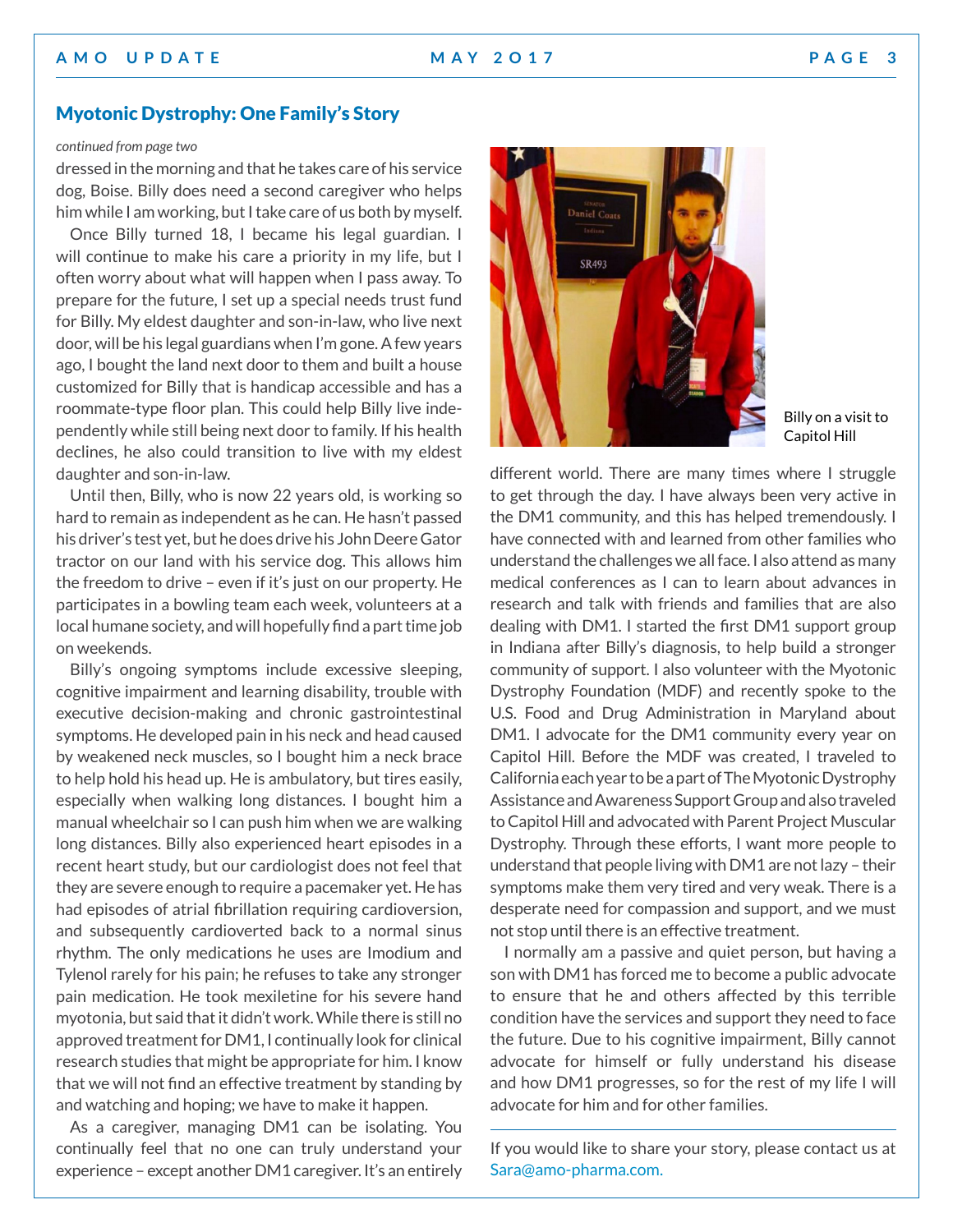## Myotonic Dystrophy: One Family's Story

*continued from page two*

dressed in the morning and that he takes care of his service dog, Boise. Billy does need a second caregiver who helps him while I am working, but I take care of us both by myself.

Once Billy turned 18, I became his legal guardian. I will continue to make his care a priority in my life, but I often worry about what will happen when I pass away. To prepare for the future, I set up a special needs trust fund for Billy. My eldest daughter and son-in-law, who live next door, will be his legal guardians when I'm gone. A few years ago, I bought the land next door to them and built a house customized for Billy that is handicap accessible and has a roommate-type floor plan. This could help Billy live independently while still being next door to family. If his health declines, he also could transition to live with my eldest daughter and son-in-law.

Until then, Billy, who is now 22 years old, is working so hard to remain as independent as he can. He hasn't passed his driver's test yet, but he does drive his John Deere Gator tractor on our land with his service dog. This allows him the freedom to drive – even if it's just on our property. He participates in a bowling team each week, volunteers at a local humane society, and will hopefully find a part time job on weekends.

Billy's ongoing symptoms include excessive sleeping, cognitive impairment and learning disability, trouble with executive decision-making and chronic gastrointestinal symptoms. He developed pain in his neck and head caused by weakened neck muscles, so I bought him a neck brace to help hold his head up. He is ambulatory, but tires easily, especially when walking long distances. I bought him a manual wheelchair so I can push him when we are walking long distances. Billy also experienced heart episodes in a recent heart study, but our cardiologist does not feel that they are severe enough to require a pacemaker yet. He has had episodes of atrial fibrillation requiring cardioversion, and subsequently cardioverted back to a normal sinus rhythm. The only medications he uses are Imodium and Tylenol rarely for his pain; he refuses to take any stronger pain medication. He took mexiletine for his severe hand myotonia, but said that it didn't work. While there is still no approved treatment for DM1, I continually look for clinical research studies that might be appropriate for him. I know that we will not find an effective treatment by standing by and watching and hoping; we have to make it happen.

As a caregiver, managing DM1 can be isolating. You continually feel that no one can truly understand your experience – except another DM1 caregiver. It's an entirely different world. There are many times where I struggle to get through the day. I have always been very active in the DM1 community, and this has helped tremendously. I have connected with and learned from other families who understand the challenges we all face. I also attend as many medical conferences as I can to learn about advances in research and talk with friends and families that are also dealing with DM1. I started the first DM1 support group in Indiana after Billy's diagnosis, to help build a stronger community of support. I also volunteer with the Myotonic Dystrophy Foundation (MDF) and recently spoke to the U.S. Food and Drug Administration in Maryland about DM1. I advocate for the DM1 community every year on Capitol Hill. Before the MDF was created, I traveled to California each year to be a part of The Myotonic Dystrophy Assistance and Awareness Support Group and also traveled to Capitol Hill and advocated with Parent Project Muscular Dystrophy. Through these efforts, I want more people to understand that people living with DM1 are not lazy – their symptoms make them very tired and very weak. There is a desperate need for compassion and support, and we must not stop until there is an effective treatment.

Billy on a visit to Capitol Hill

I normally am a passive and quiet person, but having a son with DM1 has forced me to become a public advocate to ensure that he and others affected by this terrible condition have the services and support they need to face the future. Due to his cognitive impairment, Billy cannot advocate for himself or fully understand his disease and how DM1 progresses, so for the rest of my life I will advocate for him and for other families.

---

If you would like to share your story, please contact us at Sara@amo-pharma.com.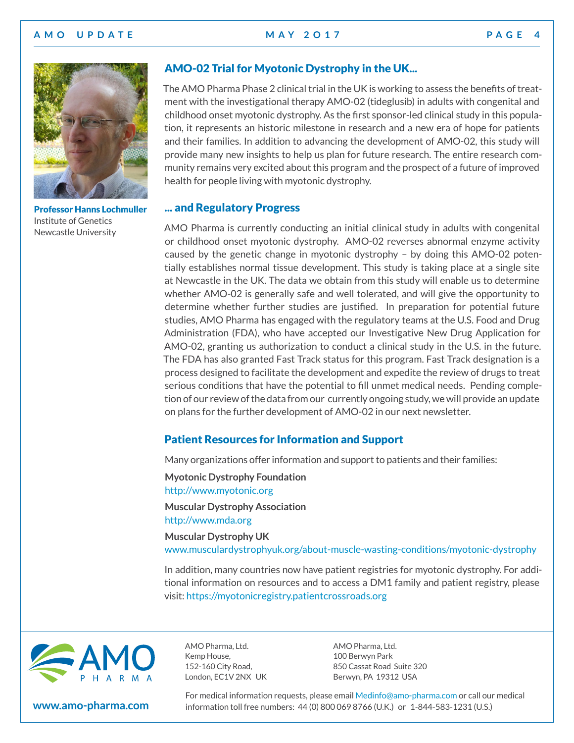**Professor Hanns Lochmuller**
Institute of Genetics
Newcastle University

## AMO-02 Trial for Myotonic Dystrophy in the UK...

The AMO Pharma Phase 2 clinical trial in the UK is working to assess the benefits of treatment with the investigational therapy AMO-02 (tideglusib) in adults with congenital and childhood onset myotonic dystrophy. As the first sponsor-led clinical study in this population, it represents an historic milestone in research and a new era of hope for patients and their families. In addition to advancing the development of AMO-02, this study will provide many new insights to help us plan for future research. The entire research community remains very excited about this program and the prospect of a future of improved health for people living with myotonic dystrophy.

## ... and Regulatory Progress

AMO Pharma is currently conducting an initial clinical study in adults with congenital or childhood onset myotonic dystrophy. AMO-02 reverses abnormal enzyme activity caused by the genetic change in myotonic dystrophy – by doing this AMO-02 potentially establishes normal tissue development. This study is taking place at a single site at Newcastle in the UK. The data we obtain from this study will enable us to determine whether AMO-02 is generally safe and well tolerated, and will give the opportunity to determine whether further studies are justified. In preparation for potential future studies, AMO Pharma has engaged with the regulatory teams at the U.S. Food and Drug Administration (FDA), who have accepted our Investigative New Drug Application for AMO-02, granting us authorization to conduct a clinical study in the U.S. in the future. The FDA has also granted Fast Track status for this program. Fast Track designation is a process designed to facilitate the development and expedite the review of drugs to treat serious conditions that have the potential to fill unmet medical needs. Pending completion of our review of the data from our currently ongoing study, we will provide an update on plans for the further development of AMO-02 in our next newsletter.

## Patient Resources for Information and Support

Many organizations offer information and support to patients and their families:

**Myotonic Dystrophy Foundation**
http://www.myotonic.org

**Muscular Dystrophy Association**
http://www.mda.org

**Muscular Dystrophy UK**
www.musculardystrophyuk.org/about-muscle-wasting-conditions/myotonic-dystrophy

In addition, many countries now have patient registries for myotonic dystrophy. For additional information on resources and to access a DM1 family and patient registry, please visit: https://myotonicregistry.patientcrossroads.org

AMO PHARMA

www.amo-pharma.com

AMO Pharma, Ltd.
Kemp House,
152-160 City Road,
London, EC1V 2NX UK

AMO Pharma, Ltd.
100 Berwyn Park
850 Cassat Road Suite 320
Berwyn, PA 19312 USA

For medical information requests, please email Medinfo@amo-pharma.com or call our medical information toll free numbers: 44 (0) 800 069 8766 (U.K.) or 1-844-583-1231 (U.S.)